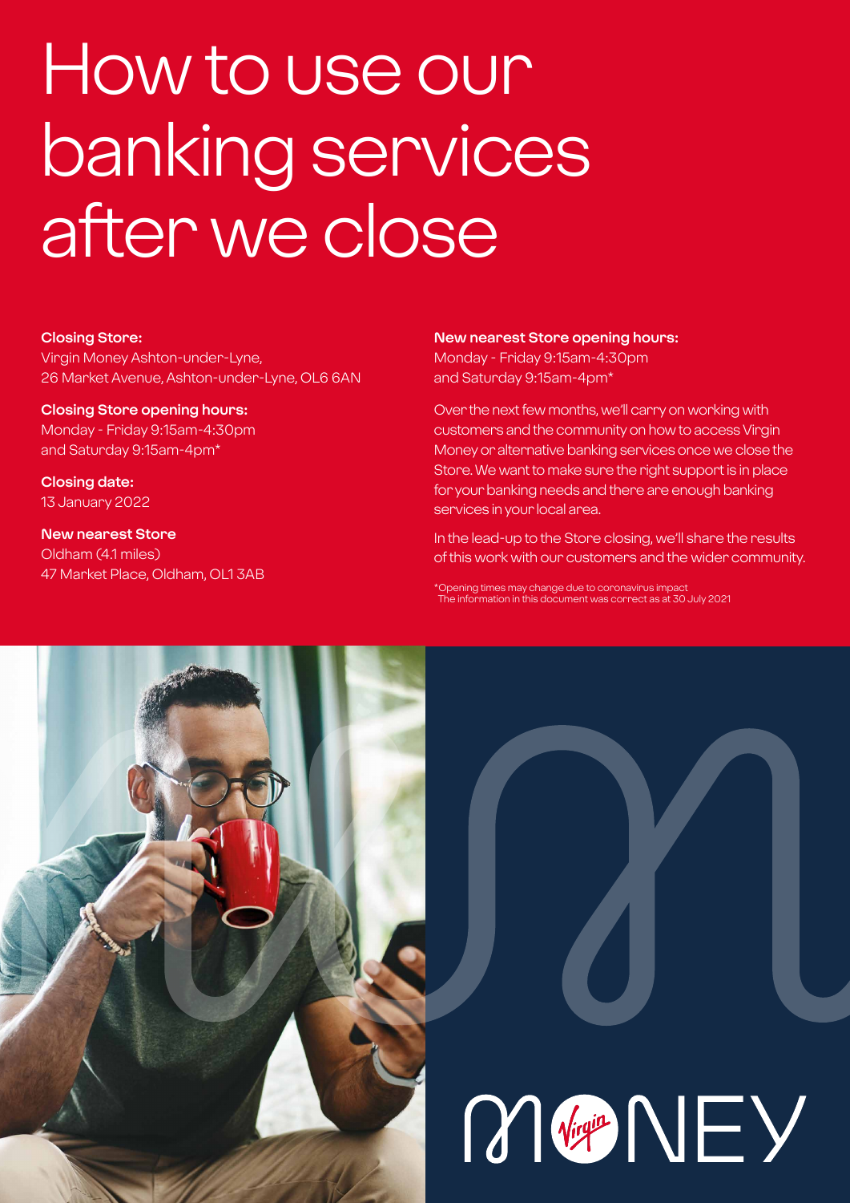# How to use our banking services after we close

**Closing Store:**
Virgin Money Ashton-under-Lyne,
26 Market Avenue, Ashton-under-Lyne, OL6 6AN

**Closing Store opening hours:**
Monday - Friday 9:15am-4:30pm
and Saturday 9:15am-4pm*

**Closing date:**
13 January 2022

**New nearest Store**
Oldham (4.1 miles)
47 Market Place, Oldham, OL1 3AB

**New nearest Store opening hours:**
Monday - Friday 9:15am-4:30pm
and Saturday 9:15am-4pm*

Over the next few months, we'll carry on working with customers and the community on how to access Virgin Money or alternative banking services once we close the Store. We want to make sure the right support is in place for your banking needs and there are enough banking services in your local area.

In the lead-up to the Store closing, we'll share the results of this work with our customers and the wider community.

*Opening times may change due to coronavirus impact
The information in this document was correct as at 30 July 2021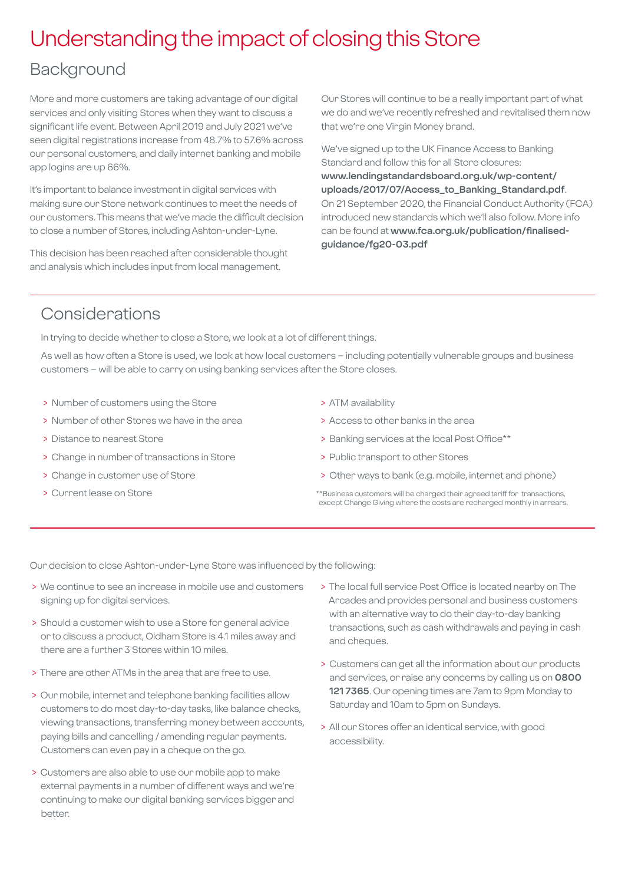# Understanding the impact of closing this Store

## Background

More and more customers are taking advantage of our digital services and only visiting Stores when they want to discuss a significant life event. Between April 2019 and July 2021 we've seen digital registrations increase from 48.7% to 57.6% across our personal customers, and daily internet banking and mobile app logins are up 66%.

It's important to balance investment in digital services with making sure our Store network continues to meet the needs of our customers. This means that we've made the difficult decision to close a number of Stores, including Ashton-under-Lyne.

This decision has been reached after considerable thought and analysis which includes input from local management.

Our Stores will continue to be a really important part of what we do and we've recently refreshed and revitalised them now that we're one Virgin Money brand.

We've signed up to the UK Finance Access to Banking Standard and follow this for all Store closures: **www.lendingstandardsboard.org.uk/wp-content/uploads/2017/07/Access_to_Banking_Standard.pdf**. On 21 September 2020, the Financial Conduct Authority (FCA) introduced new standards which we'll also follow. More info can be found at **www.fca.org.uk/publication/finalised-guidance/fg20-03.pdf**

## Considerations

In trying to decide whether to close a Store, we look at a lot of different things.

As well as how often a Store is used, we look at how local customers – including potentially vulnerable groups and business customers – will be able to carry on using banking services after the Store closes.

- Number of customers using the Store
- Number of other Stores we have in the area
- Distance to nearest Store
- Change in number of transactions in Store
- Change in customer use of Store
- Current lease on Store
- ATM availability
- Access to other banks in the area
- Banking services at the local Post Office**
- Public transport to other Stores
- Other ways to bank (e.g. mobile, internet and phone)

**Business customers will be charged their agreed tariff for transactions, except Change Giving where the costs are recharged monthly in arrears.

Our decision to close Ashton-under-Lyne Store was influenced by the following:

- We continue to see an increase in mobile use and customers signing up for digital services.
- Should a customer wish to use a Store for general advice or to discuss a product, Oldham Store is 4.1 miles away and there are a further 3 Stores within 10 miles.
- There are other ATMs in the area that are free to use.
- Our mobile, internet and telephone banking facilities allow customers to do most day-to-day tasks, like balance checks, viewing transactions, transferring money between accounts, paying bills and cancelling / amending regular payments. Customers can even pay in a cheque on the go.
- Customers are also able to use our mobile app to make external payments in a number of different ways and we're continuing to make our digital banking services bigger and better.
- The local full service Post Office is located nearby on The Arcades and provides personal and business customers with an alternative way to do their day-to-day banking transactions, such as cash withdrawals and paying in cash and cheques.
- Customers can get all the information about our products and services, or raise any concerns by calling us on **0800 121 7365**. Our opening times are 7am to 9pm Monday to Saturday and 10am to 5pm on Sundays.
- All our Stores offer an identical service, with good accessibility.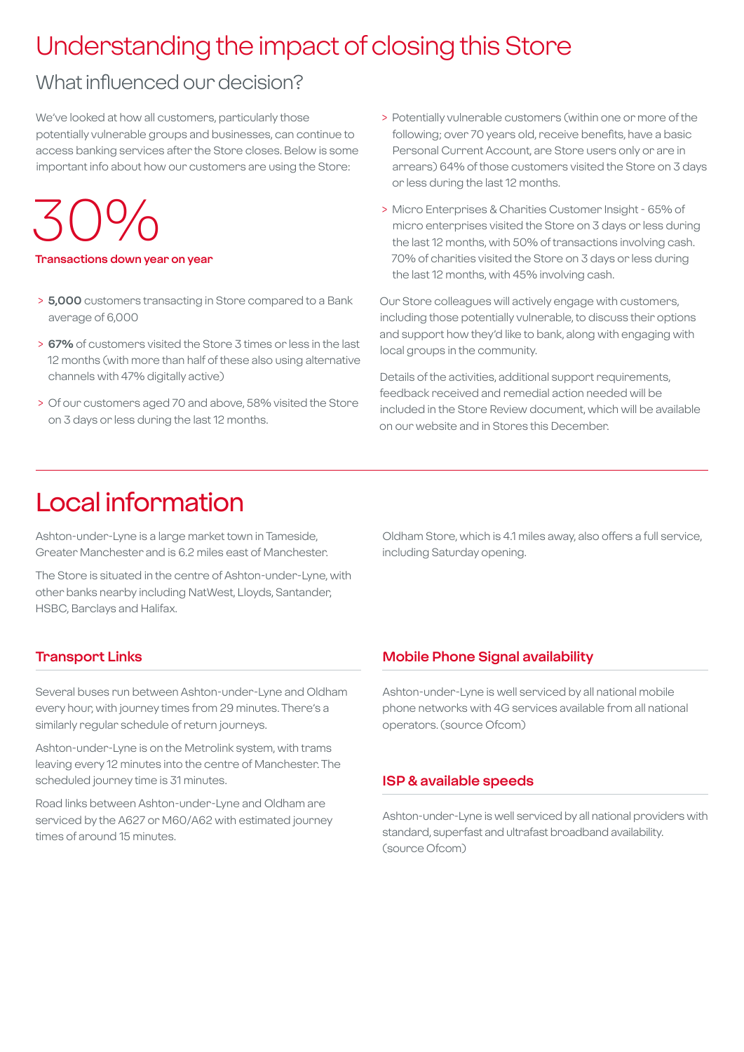# Understanding the impact of closing this Store

## What influenced our decision?

We've looked at how all customers, particularly those potentially vulnerable groups and businesses, can continue to access banking services after the Store closes. Below is some important info about how our customers are using the Store:

30%

**Transactions down year on year**

> **5,000** customers transacting in Store compared to a Bank average of 6,000

> **67%** of customers visited the Store 3 times or less in the last 12 months (with more than half of these also using alternative channels with 47% digitally active)

> Of our customers aged 70 and above, 58% visited the Store on 3 days or less during the last 12 months.

> Potentially vulnerable customers (within one or more of the following; over 70 years old, receive benefits, have a basic Personal Current Account, are Store users only or are in arrears) 64% of those customers visited the Store on 3 days or less during the last 12 months.

> Micro Enterprises & Charities Customer Insight - 65% of micro enterprises visited the Store on 3 days or less during the last 12 months, with 50% of transactions involving cash. 70% of charities visited the Store on 3 days or less during the last 12 months, with 45% involving cash.

Our Store colleagues will actively engage with customers, including those potentially vulnerable, to discuss their options and support how they'd like to bank, along with engaging with local groups in the community.

Details of the activities, additional support requirements, feedback received and remedial action needed will be included in the Store Review document, which will be available on our website and in Stores this December.

# Local information

Ashton-under-Lyne is a large market town in Tameside, Greater Manchester and is 6.2 miles east of Manchester.

The Store is situated in the centre of Ashton-under-Lyne, with other banks nearby including NatWest, Lloyds, Santander, HSBC, Barclays and Halifax.

Oldham Store, which is 4.1 miles away, also offers a full service, including Saturday opening.

### Transport Links

Several buses run between Ashton-under-Lyne and Oldham every hour, with journey times from 29 minutes. There's a similarly regular schedule of return journeys.

Ashton-under-Lyne is on the Metrolink system, with trams leaving every 12 minutes into the centre of Manchester. The scheduled journey time is 31 minutes.

Road links between Ashton-under-Lyne and Oldham are serviced by the A627 or M60/A62 with estimated journey times of around 15 minutes.

### Mobile Phone Signal availability

Ashton-under-Lyne is well serviced by all national mobile phone networks with 4G services available from all national operators. (source Ofcom)

### ISP & available speeds

Ashton-under-Lyne is well serviced by all national providers with standard, superfast and ultrafast broadband availability. (source Ofcom)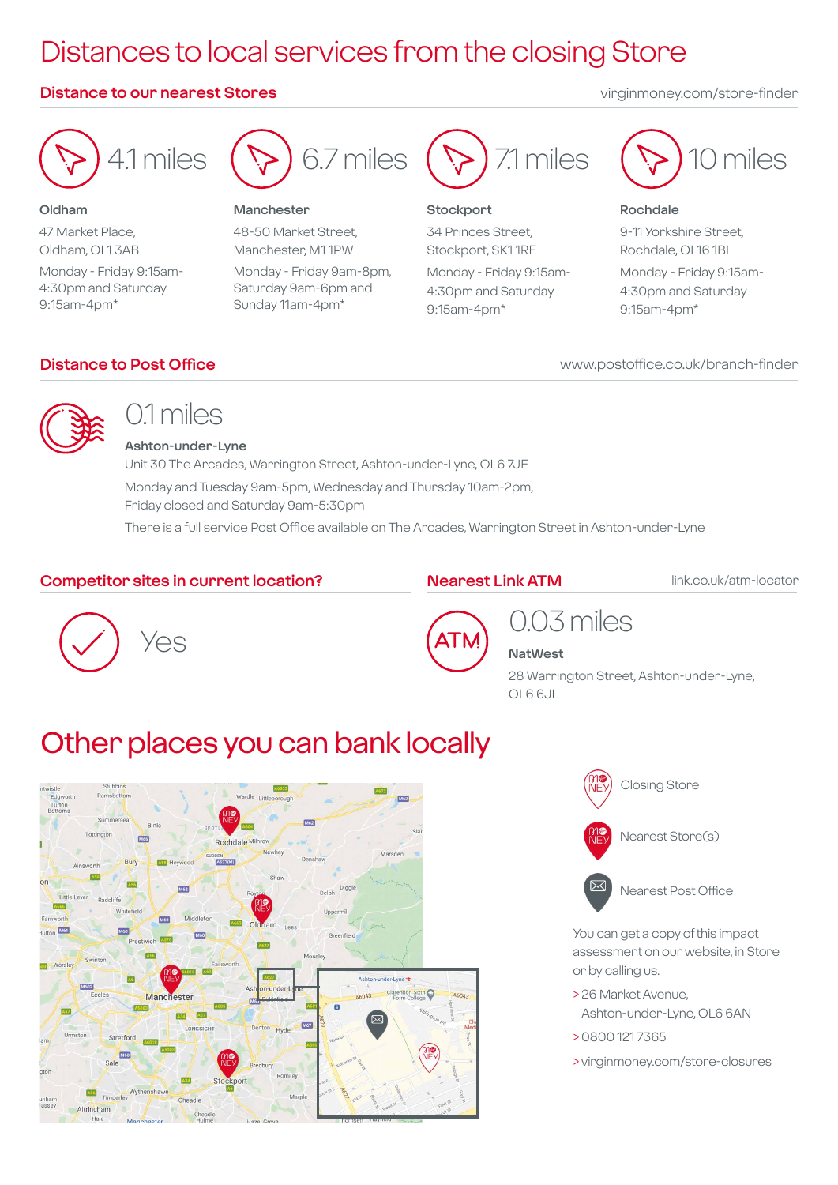# Distances to local services from the closing Store

## Distance to our nearest Stores

virginmoney.com/store-finder

**4.1 miles**

**Oldham**

47 Market Place,
Oldham, OL1 3AB

Monday - Friday 9:15am-4:30pm and Saturday 9:15am-4pm*

**6.7 miles**

**Manchester**

48-50 Market Street,
Manchester, M1 1PW

Monday - Friday 9am-8pm, Saturday 9am-6pm and Sunday 11am-4pm*

**7.1 miles**

**Stockport**

34 Princes Street,
Stockport, SK1 1RE

Monday - Friday 9:15am-4:30pm and Saturday 9:15am-4pm*

**10 miles**

**Rochdale**

9-11 Yorkshire Street,
Rochdale, OL16 1BL

Monday - Friday 9:15am-4:30pm and Saturday 9:15am-4pm*

## Distance to Post Office

www.postoffice.co.uk/branch-finder

**0.1 miles**

**Ashton-under-Lyne**

Unit 30 The Arcades, Warrington Street, Ashton-under-Lyne, OL6 7JE

Monday and Tuesday 9am-5pm, Wednesday and Thursday 10am-2pm,
Friday closed and Saturday 9am-5:30pm

There is a full service Post Office available on The Arcades, Warrington Street in Ashton-under-Lyne

## Competitor sites in current location?

Yes

## Nearest Link ATM

link.co.uk/atm-locator

**0.03 miles**

**NatWest**

28 Warrington Street, Ashton-under-Lyne,
OL6 6JL

# Other places you can bank locally

Closing Store

Nearest Store(s)

Nearest Post Office

You can get a copy of this impact assessment on our website, in Store or by calling us.

> 26 Market Avenue,
  Ashton-under-Lyne, OL6 6AN

> 0800 121 7365

> virginmoney.com/store-closures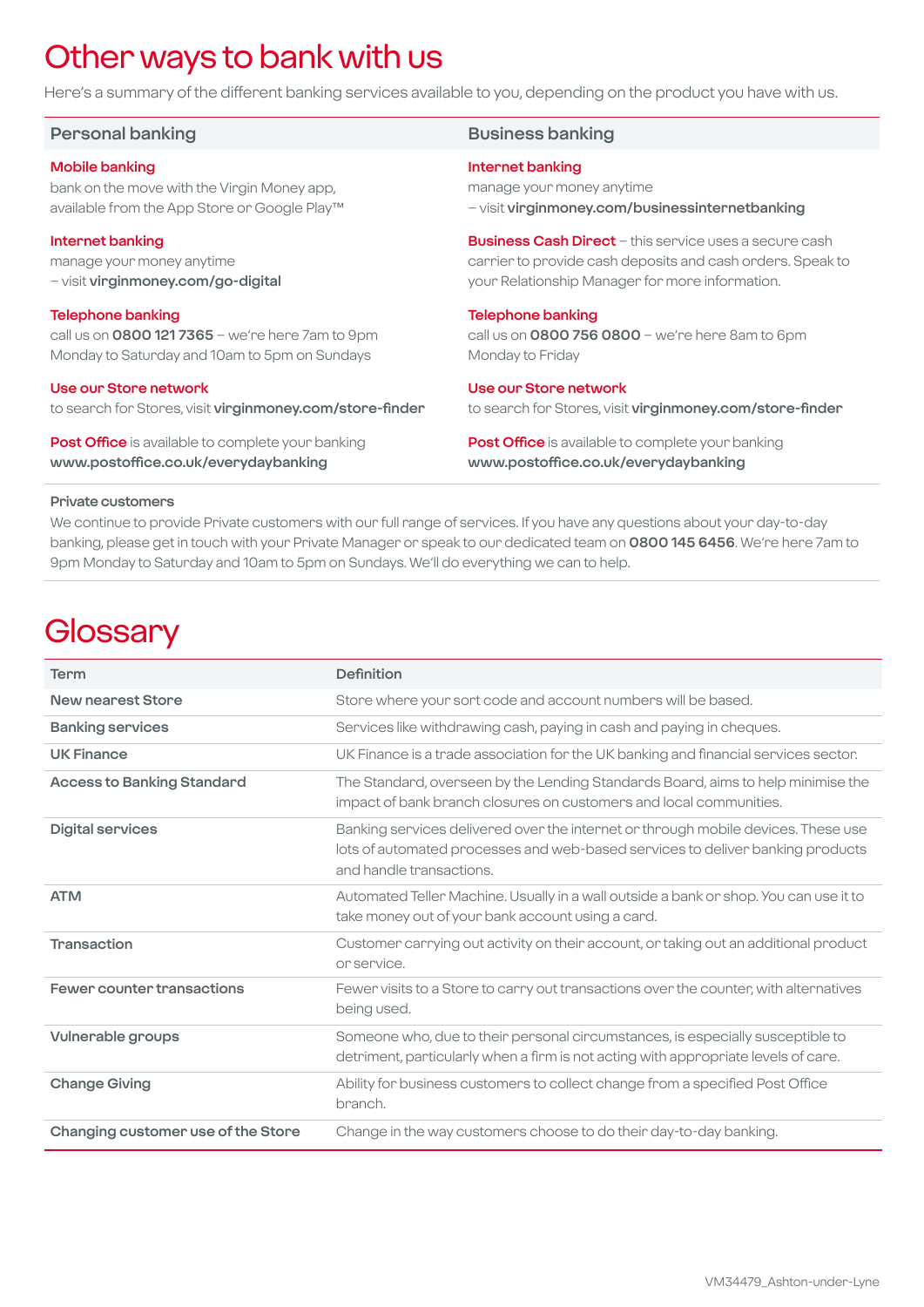# Other ways to bank with us

Here's a summary of the different banking services available to you, depending on the product you have with us.

## Personal banking

**Mobile banking**
bank on the move with the Virgin Money app, available from the App Store or Google Play™

**Internet banking**
manage your money anytime
– visit **virginmoney.com/go-digital**

**Telephone banking**
call us on **0800 121 7365** – we're here 7am to 9pm Monday to Saturday and 10am to 5pm on Sundays

**Use our Store network**
to search for Stores, visit **virginmoney.com/store-finder**

**Post Office** is available to complete your banking
**www.postoffice.co.uk/everydaybanking**

## Business banking

**Internet banking**
manage your money anytime
– visit **virginmoney.com/businessinternetbanking**

**Business Cash Direct** – this service uses a secure cash carrier to provide cash deposits and cash orders. Speak to your Relationship Manager for more information.

**Telephone banking**
call us on **0800 756 0800** – we're here 8am to 6pm Monday to Friday

**Use our Store network**
to search for Stores, visit **virginmoney.com/store-finder**

**Post Office** is available to complete your banking
**www.postoffice.co.uk/everydaybanking**

**Private customers**
We continue to provide Private customers with our full range of services. If you have any questions about your day-to-day banking, please get in touch with your Private Manager or speak to our dedicated team on **0800 145 6456**. We're here 7am to 9pm Monday to Saturday and 10am to 5pm on Sundays. We'll do everything we can to help.

# Glossary

| Term | Definition |
|---|---|
| New nearest Store | Store where your sort code and account numbers will be based. |
| Banking services | Services like withdrawing cash, paying in cash and paying in cheques. |
| UK Finance | UK Finance is a trade association for the UK banking and financial services sector. |
| Access to Banking Standard | The Standard, overseen by the Lending Standards Board, aims to help minimise the impact of bank branch closures on customers and local communities. |
| Digital services | Banking services delivered over the internet or through mobile devices. These use lots of automated processes and web-based services to deliver banking products and handle transactions. |
| ATM | Automated Teller Machine. Usually in a wall outside a bank or shop. You can use it to take money out of your bank account using a card. |
| Transaction | Customer carrying out activity on their account, or taking out an additional product or service. |
| Fewer counter transactions | Fewer visits to a Store to carry out transactions over the counter, with alternatives being used. |
| Vulnerable groups | Someone who, due to their personal circumstances, is especially susceptible to detriment, particularly when a firm is not acting with appropriate levels of care. |
| Change Giving | Ability for business customers to collect change from a specified Post Office branch. |
| Changing customer use of the Store | Change in the way customers choose to do their day-to-day banking. |

VM34479_Ashton-under-Lyne